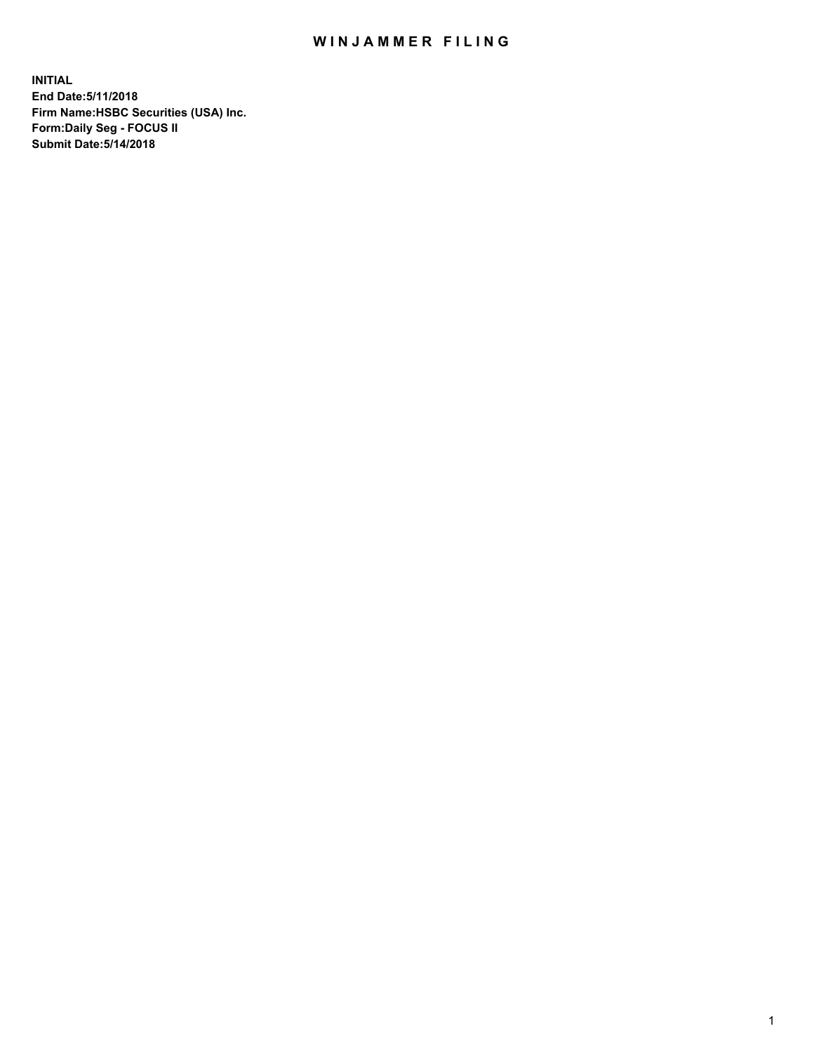# WINJAMMER FILING

**INITIAL**
**End Date:5/11/2018**
**Firm Name:HSBC Securities (USA) Inc.**
**Form:Daily Seg - FOCUS II**
**Submit Date:5/14/2018**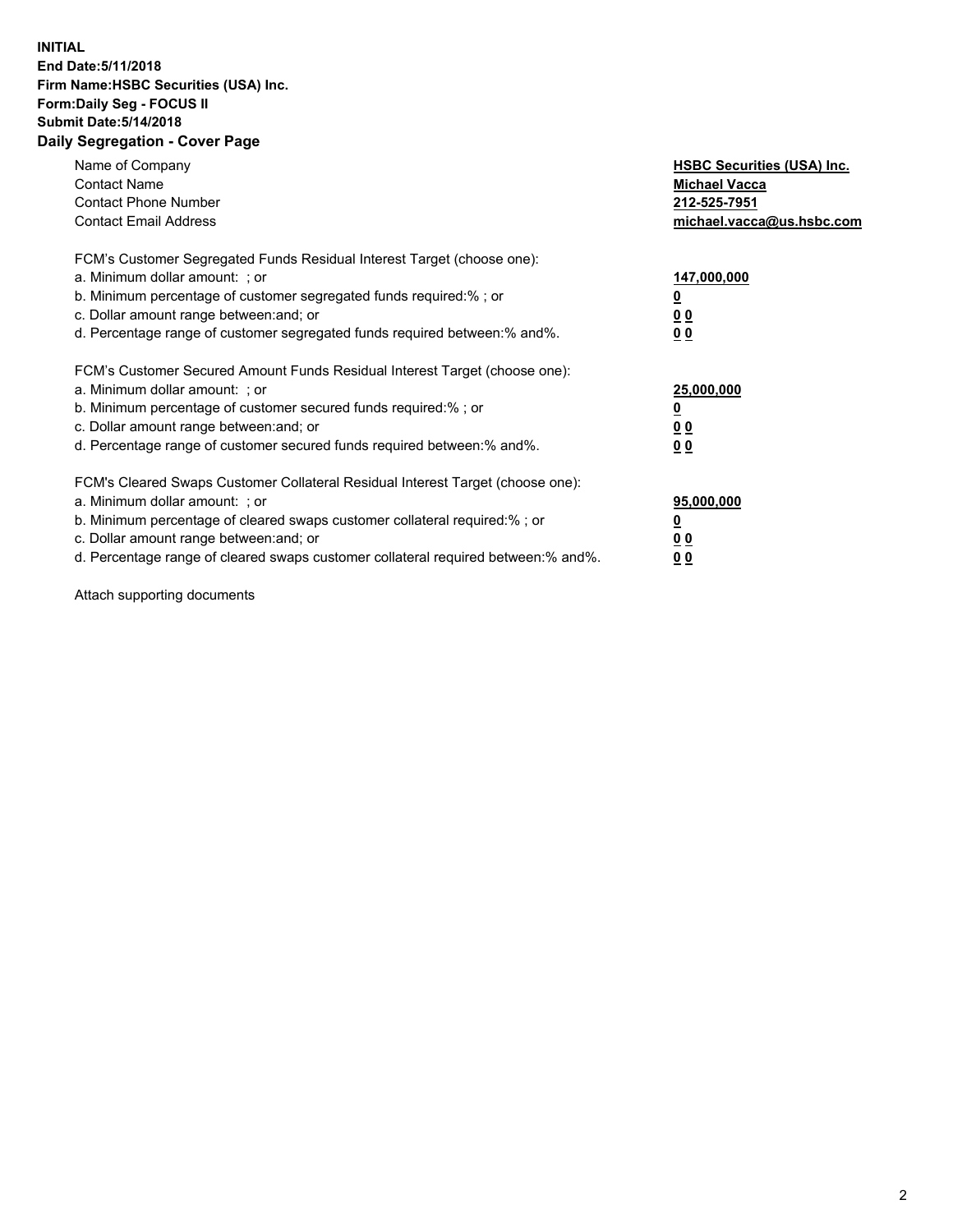**INITIAL**
**End Date:5/11/2018**
**Firm Name:HSBC Securities (USA) Inc.**
**Form:Daily Seg - FOCUS II**
**Submit Date:5/14/2018**

## Daily Segregation - Cover Page

| | |
|---|---|
| Name of Company | **HSBC Securities (USA) Inc.** |
| Contact Name | **Michael Vacca** |
| Contact Phone Number | **212-525-7951** |
| Contact Email Address | **michael.vacca@us.hsbc.com** |

| | |
|---|---|
| FCM's Customer Segregated Funds Residual Interest Target (choose one): | |
| a. Minimum dollar amount: ; or | **147,000,000** |
| b. Minimum percentage of customer segregated funds required:% ; or | **0** |
| c. Dollar amount range between:and; or | **0 0** |
| d. Percentage range of customer segregated funds required between:% and%. | **0 0** |

| | |
|---|---|
| FCM's Customer Secured Amount Funds Residual Interest Target (choose one): | |
| a. Minimum dollar amount: ; or | **25,000,000** |
| b. Minimum percentage of customer secured funds required:% ; or | **0** |
| c. Dollar amount range between:and; or | **0 0** |
| d. Percentage range of customer secured funds required between:% and%. | **0 0** |

| | |
|---|---|
| FCM's Cleared Swaps Customer Collateral Residual Interest Target (choose one): | |
| a. Minimum dollar amount: ; or | **95,000,000** |
| b. Minimum percentage of cleared swaps customer collateral required:% ; or | **0** |
| c. Dollar amount range between:and; or | **0 0** |
| d. Percentage range of cleared swaps customer collateral required between:% and%. | **0 0** |

Attach supporting documents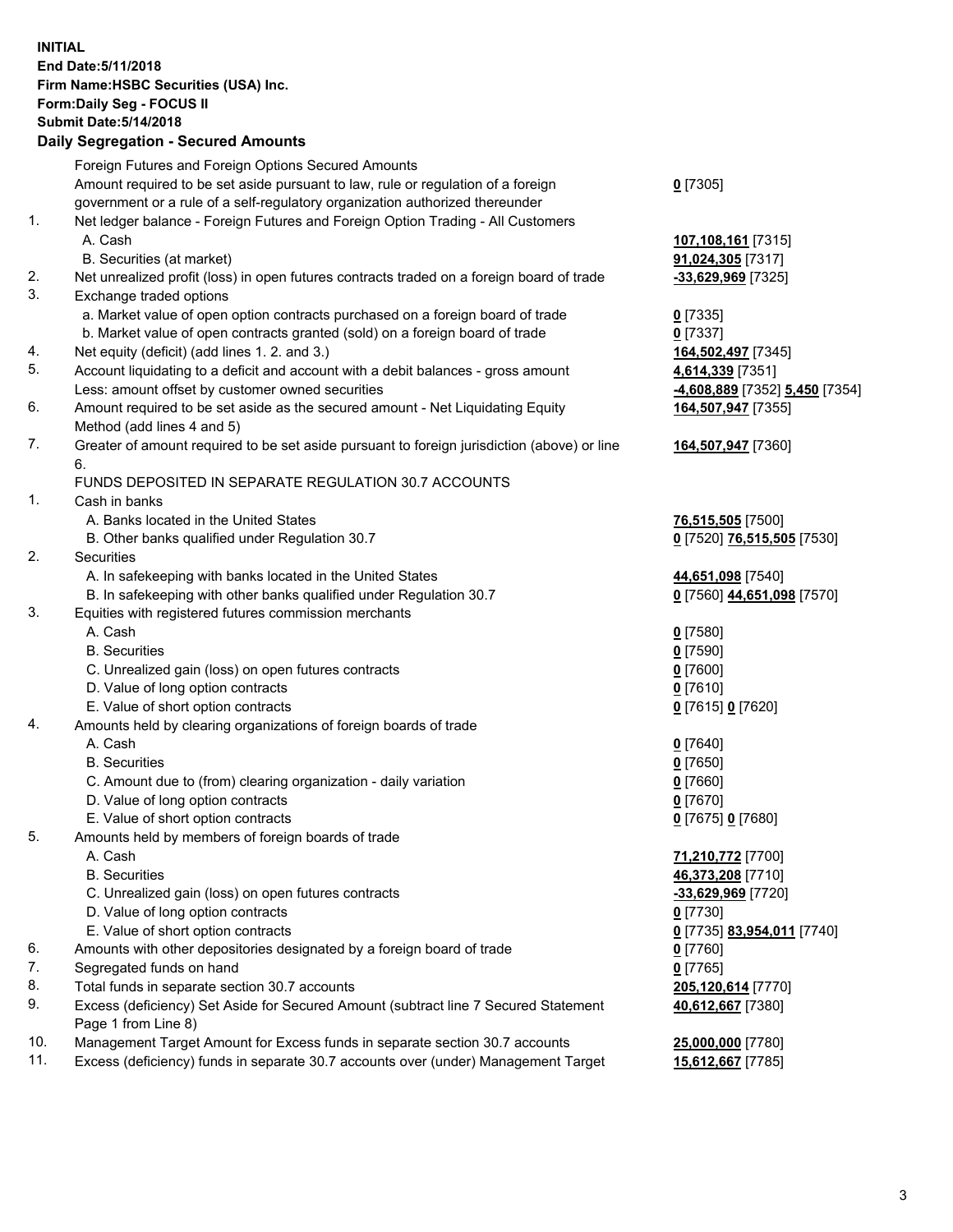**INITIAL**
**End Date:5/11/2018**
**Firm Name:HSBC Securities (USA) Inc.**
**Form:Daily Seg - FOCUS II**
**Submit Date:5/14/2018**

## Daily Segregation - Secured Amounts

| | | |
|---|---|---|
| | Foreign Futures and Foreign Options Secured Amounts | |
| | Amount required to be set aside pursuant to law, rule or regulation of a foreign government or a rule of a self-regulatory organization authorized thereunder | **0** [7305] |
| 1. | Net ledger balance - Foreign Futures and Foreign Option Trading - All Customers | |
| | A. Cash | **107,108,161** [7315] |
| | B. Securities (at market) | **91,024,305** [7317] |
| 2. | Net unrealized profit (loss) in open futures contracts traded on a foreign board of trade | **-33,629,969** [7325] |
| 3. | Exchange traded options | |
| | a. Market value of open option contracts purchased on a foreign board of trade | **0** [7335] |
| | b. Market value of open contracts granted (sold) on a foreign board of trade | **0** [7337] |
| 4. | Net equity (deficit) (add lines 1. 2. and 3.) | **164,502,497** [7345] |
| 5. | Account liquidating to a deficit and account with a debit balances - gross amount | **4,614,339** [7351] |
| | Less: amount offset by customer owned securities | **-4,608,889** [7352] **5,450** [7354] |
| 6. | Amount required to be set aside as the secured amount - Net Liquidating Equity Method (add lines 4 and 5) | **164,507,947** [7355] |
| 7. | Greater of amount required to be set aside pursuant to foreign jurisdiction (above) or line 6. | **164,507,947** [7360] |
| | FUNDS DEPOSITED IN SEPARATE REGULATION 30.7 ACCOUNTS | |
| 1. | Cash in banks | |
| | A. Banks located in the United States | **76,515,505** [7500] |
| | B. Other banks qualified under Regulation 30.7 | **0** [7520] **76,515,505** [7530] |
| 2. | Securities | |
| | A. In safekeeping with banks located in the United States | **44,651,098** [7540] |
| | B. In safekeeping with other banks qualified under Regulation 30.7 | **0** [7560] **44,651,098** [7570] |
| 3. | Equities with registered futures commission merchants | |
| | A. Cash | **0** [7580] |
| | B. Securities | **0** [7590] |
| | C. Unrealized gain (loss) on open futures contracts | **0** [7600] |
| | D. Value of long option contracts | **0** [7610] |
| | E. Value of short option contracts | **0** [7615] **0** [7620] |
| 4. | Amounts held by clearing organizations of foreign boards of trade | |
| | A. Cash | **0** [7640] |
| | B. Securities | **0** [7650] |
| | C. Amount due to (from) clearing organization - daily variation | **0** [7660] |
| | D. Value of long option contracts | **0** [7670] |
| | E. Value of short option contracts | **0** [7675] **0** [7680] |
| 5. | Amounts held by members of foreign boards of trade | |
| | A. Cash | **71,210,772** [7700] |
| | B. Securities | **46,373,208** [7710] |
| | C. Unrealized gain (loss) on open futures contracts | **-33,629,969** [7720] |
| | D. Value of long option contracts | **0** [7730] |
| | E. Value of short option contracts | **0** [7735] **83,954,011** [7740] |
| 6. | Amounts with other depositories designated by a foreign board of trade | **0** [7760] |
| 7. | Segregated funds on hand | **0** [7765] |
| 8. | Total funds in separate section 30.7 accounts | **205,120,614** [7770] |
| 9. | Excess (deficiency) Set Aside for Secured Amount (subtract line 7 Secured Statement Page 1 from Line 8) | **40,612,667** [7380] |
| 10. | Management Target Amount for Excess funds in separate section 30.7 accounts | **25,000,000** [7780] |
| 11. | Excess (deficiency) funds in separate 30.7 accounts over (under) Management Target | **15,612,667** [7785] |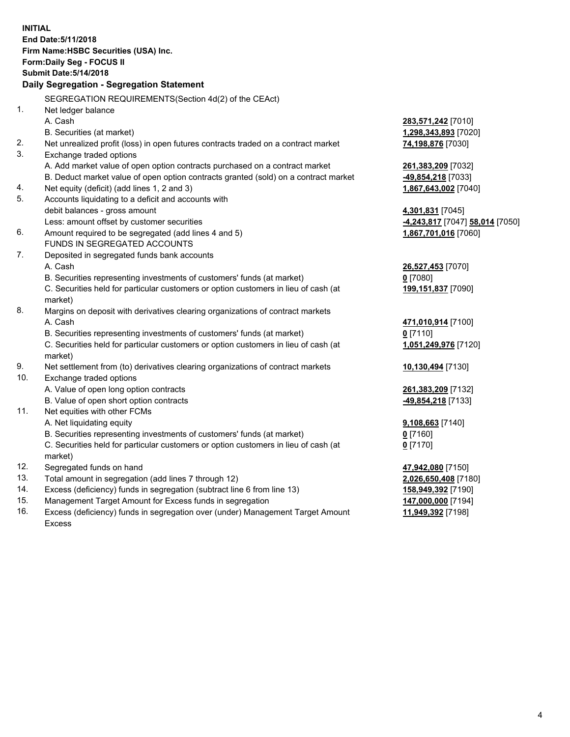**INITIAL**
**End Date:5/11/2018**
**Firm Name:HSBC Securities (USA) Inc.**
**Form:Daily Seg - FOCUS II**
**Submit Date:5/14/2018**

**Daily Segregation - Segregation Statement**

SEGREGATION REQUIREMENTS(Section 4d(2) of the CEAct)

| | | |
|---|---|---|
| 1. | Net ledger balance | |
| | A. Cash | **283,571,242** [7010] |
| | B. Securities (at market) | **1,298,343,893** [7020] |
| 2. | Net unrealized profit (loss) in open futures contracts traded on a contract market | **74,198,876** [7030] |
| 3. | Exchange traded options | |
| | A. Add market value of open option contracts purchased on a contract market | **261,383,209** [7032] |
| | B. Deduct market value of open option contracts granted (sold) on a contract market | **-49,854,218** [7033] |
| 4. | Net equity (deficit) (add lines 1, 2 and 3) | **1,867,643,002** [7040] |
| 5. | Accounts liquidating to a deficit and accounts with debit balances - gross amount | **4,301,831** [7045] |
| | Less: amount offset by customer securities | **-4,243,817** [7047] **58,014** [7050] |
| 6. | Amount required to be segregated (add lines 4 and 5) | **1,867,701,016** [7060] |
| | FUNDS IN SEGREGATED ACCOUNTS | |
| 7. | Deposited in segregated funds bank accounts | |
| | A. Cash | **26,527,453** [7070] |
| | B. Securities representing investments of customers' funds (at market) | **0** [7080] |
| | C. Securities held for particular customers or option customers in lieu of cash (at market) | **199,151,837** [7090] |
| 8. | Margins on deposit with derivatives clearing organizations of contract markets | |
| | A. Cash | **471,010,914** [7100] |
| | B. Securities representing investments of customers' funds (at market) | **0** [7110] |
| | C. Securities held for particular customers or option customers in lieu of cash (at market) | **1,051,249,976** [7120] |
| 9. | Net settlement from (to) derivatives clearing organizations of contract markets | **10,130,494** [7130] |
| 10. | Exchange traded options | |
| | A. Value of open long option contracts | **261,383,209** [7132] |
| | B. Value of open short option contracts | **-49,854,218** [7133] |
| 11. | Net equities with other FCMs | |
| | A. Net liquidating equity | **9,108,663** [7140] |
| | B. Securities representing investments of customers' funds (at market) | **0** [7160] |
| | C. Securities held for particular customers or option customers in lieu of cash (at market) | **0** [7170] |
| 12. | Segregated funds on hand | **47,942,080** [7150] |
| 13. | Total amount in segregation (add lines 7 through 12) | **2,026,650,408** [7180] |
| 14. | Excess (deficiency) funds in segregation (subtract line 6 from line 13) | **158,949,392** [7190] |
| 15. | Management Target Amount for Excess funds in segregation | **147,000,000** [7194] |
| 16. | Excess (deficiency) funds in segregation over (under) Management Target Amount Excess | **11,949,392** [7198] |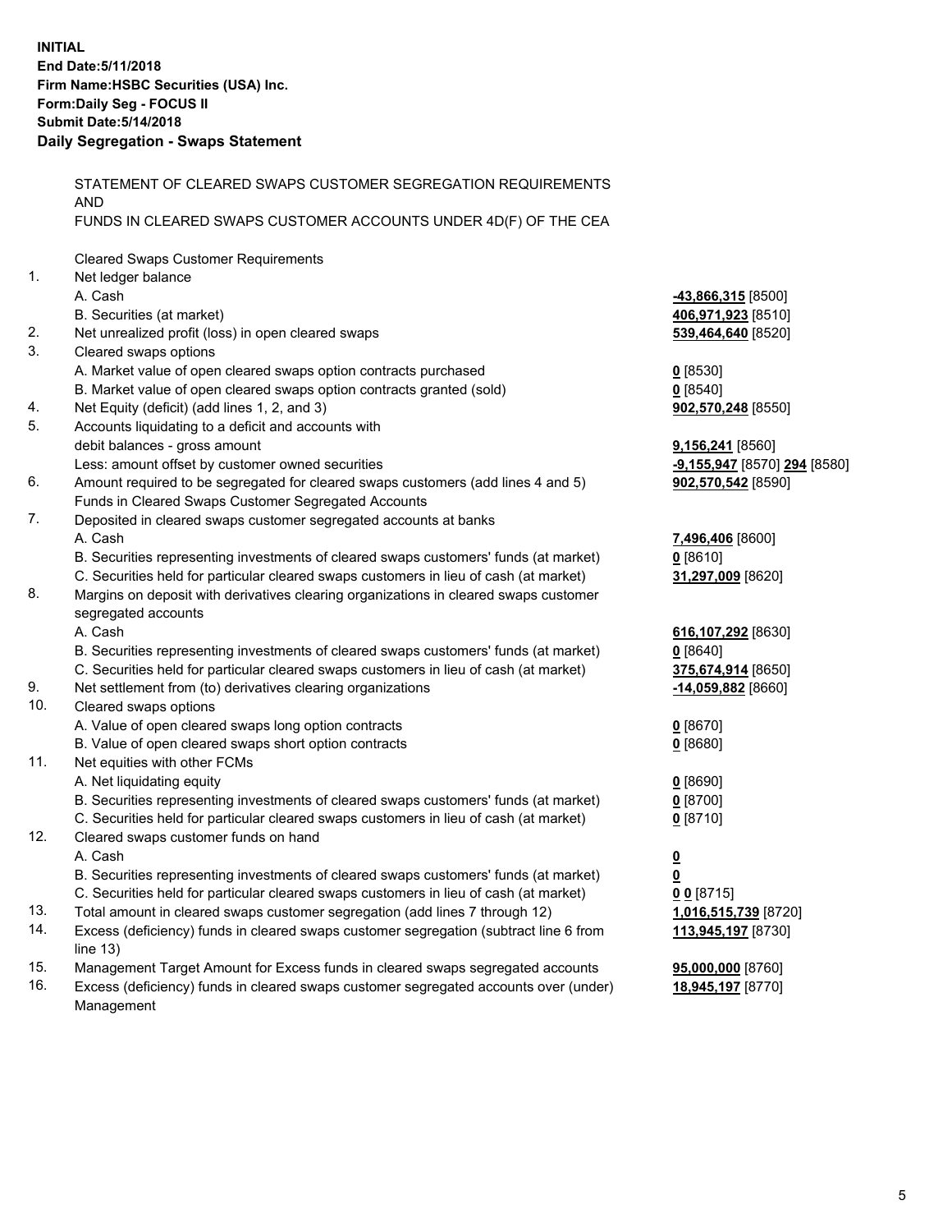**INITIAL**
**End Date:5/11/2018**
**Firm Name:HSBC Securities (USA) Inc.**
**Form:Daily Seg - FOCUS II**
**Submit Date:5/14/2018**
**Daily Segregation - Swaps Statement**

STATEMENT OF CLEARED SWAPS CUSTOMER SEGREGATION REQUIREMENTS AND FUNDS IN CLEARED SWAPS CUSTOMER ACCOUNTS UNDER 4D(F) OF THE CEA

| | | |
|---|---|---|
| | Cleared Swaps Customer Requirements | |
| 1. | Net ledger balance | |
| | A. Cash | -43,866,315 [8500] |
| | B. Securities (at market) | 406,971,923 [8510] |
| 2. | Net unrealized profit (loss) in open cleared swaps | 539,464,640 [8520] |
| 3. | Cleared swaps options | |
| | A. Market value of open cleared swaps option contracts purchased | 0 [8530] |
| | B. Market value of open cleared swaps option contracts granted (sold) | 0 [8540] |
| 4. | Net Equity (deficit) (add lines 1, 2, and 3) | 902,570,248 [8550] |
| 5. | Accounts liquidating to a deficit and accounts with debit balances - gross amount | 9,156,241 [8560] |
| | Less: amount offset by customer owned securities | -9,155,947 [8570] 294 [8580] |
| 6. | Amount required to be segregated for cleared swaps customers (add lines 4 and 5) | 902,570,542 [8590] |
| | Funds in Cleared Swaps Customer Segregated Accounts | |
| 7. | Deposited in cleared swaps customer segregated accounts at banks | |
| | A. Cash | 7,496,406 [8600] |
| | B. Securities representing investments of cleared swaps customers' funds (at market) | 0 [8610] |
| | C. Securities held for particular cleared swaps customers in lieu of cash (at market) | 31,297,009 [8620] |
| 8. | Margins on deposit with derivatives clearing organizations in cleared swaps customer segregated accounts | |
| | A. Cash | 616,107,292 [8630] |
| | B. Securities representing investments of cleared swaps customers' funds (at market) | 0 [8640] |
| | C. Securities held for particular cleared swaps customers in lieu of cash (at market) | 375,674,914 [8650] |
| 9. | Net settlement from (to) derivatives clearing organizations | -14,059,882 [8660] |
| 10. | Cleared swaps options | |
| | A. Value of open cleared swaps long option contracts | 0 [8670] |
| | B. Value of open cleared swaps short option contracts | 0 [8680] |
| 11. | Net equities with other FCMs | |
| | A. Net liquidating equity | 0 [8690] |
| | B. Securities representing investments of cleared swaps customers' funds (at market) | 0 [8700] |
| | C. Securities held for particular cleared swaps customers in lieu of cash (at market) | 0 [8710] |
| 12. | Cleared swaps customer funds on hand | |
| | A. Cash | 0 |
| | B. Securities representing investments of cleared swaps customers' funds (at market) | 0 |
| | C. Securities held for particular cleared swaps customers in lieu of cash (at market) | 0 0 [8715] |
| 13. | Total amount in cleared swaps customer segregation (add lines 7 through 12) | 1,016,515,739 [8720] |
| 14. | Excess (deficiency) funds in cleared swaps customer segregation (subtract line 6 from line 13) | 113,945,197 [8730] |
| 15. | Management Target Amount for Excess funds in cleared swaps segregated accounts | 95,000,000 [8760] |
| 16. | Excess (deficiency) funds in cleared swaps customer segregated accounts over (under) Management | 18,945,197 [8770] |